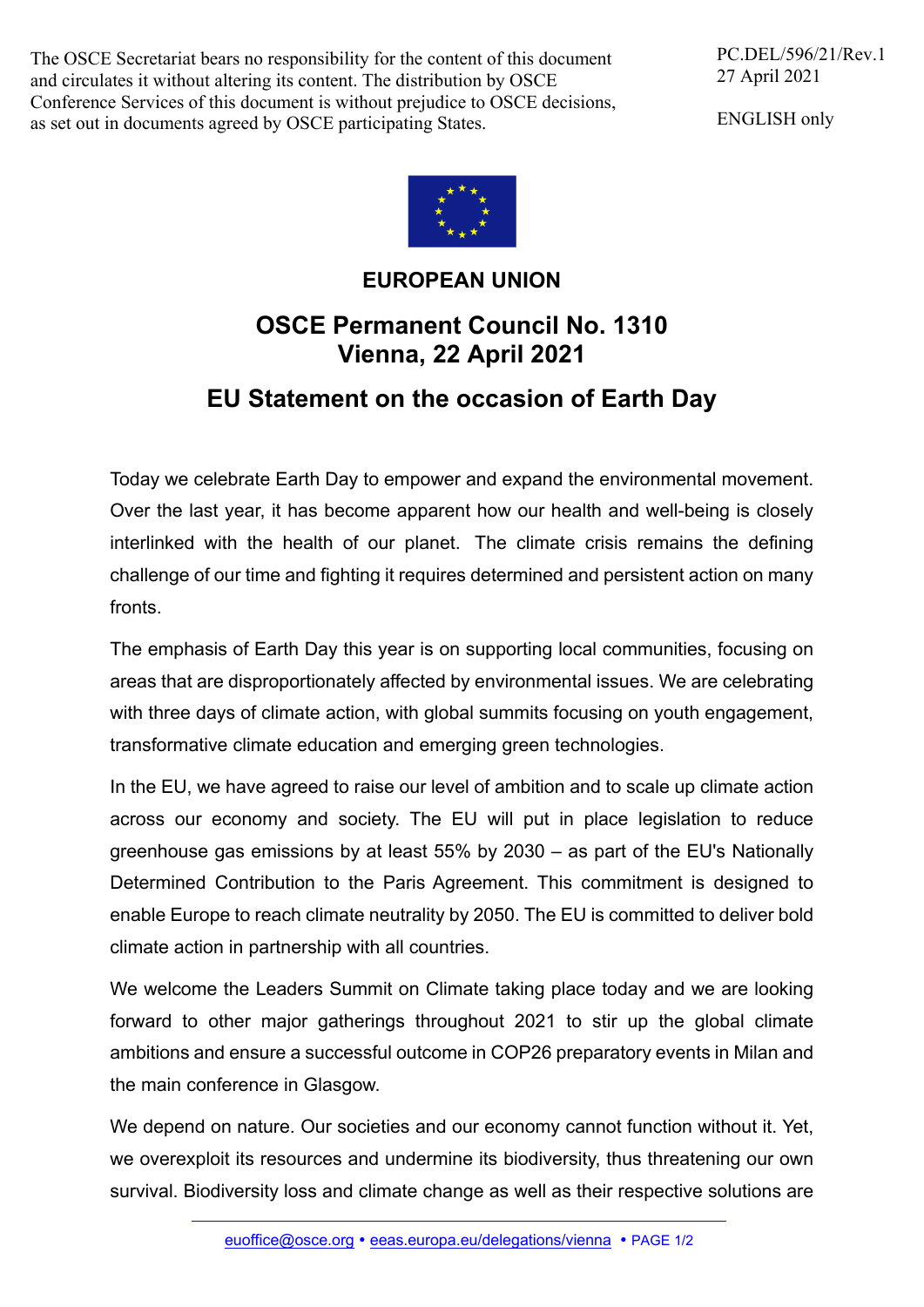The OSCE Secretariat bears no responsibility for the content of this document and circulates it without altering its content. The distribution by OSCE Conference Services of this document is without prejudice to OSCE decisions, as set out in documents agreed by OSCE participating States.

PC.DEL/596/21/Rev.1
27 April 2021

ENGLISH only

**EUROPEAN UNION**

# OSCE Permanent Council No. 1310
# Vienna, 22 April 2021

## EU Statement on the occasion of Earth Day

Today we celebrate Earth Day to empower and expand the environmental movement. Over the last year, it has become apparent how our health and well-being is closely interlinked with the health of our planet. The climate crisis remains the defining challenge of our time and fighting it requires determined and persistent action on many fronts.

The emphasis of Earth Day this year is on supporting local communities, focusing on areas that are disproportionately affected by environmental issues. We are celebrating with three days of climate action, with global summits focusing on youth engagement, transformative climate education and emerging green technologies.

In the EU, we have agreed to raise our level of ambition and to scale up climate action across our economy and society. The EU will put in place legislation to reduce greenhouse gas emissions by at least 55% by 2030 – as part of the EU's Nationally Determined Contribution to the Paris Agreement. This commitment is designed to enable Europe to reach climate neutrality by 2050. The EU is committed to deliver bold climate action in partnership with all countries.

We welcome the Leaders Summit on Climate taking place today and we are looking forward to other major gatherings throughout 2021 to stir up the global climate ambitions and ensure a successful outcome in COP26 preparatory events in Milan and the main conference in Glasgow.

We depend on nature. Our societies and our economy cannot function without it. Yet, we overexploit its resources and undermine its biodiversity, thus threatening our own survival. Biodiversity loss and climate change as well as their respective solutions are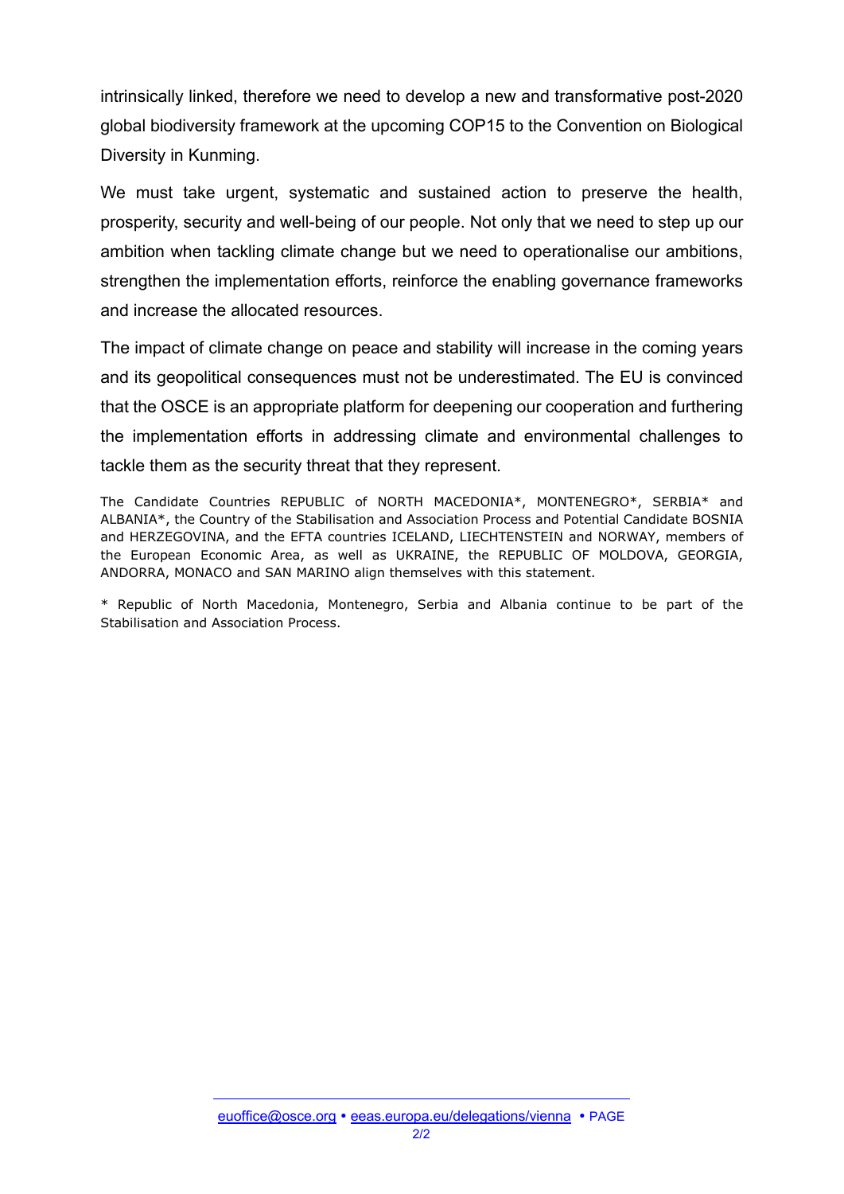intrinsically linked, therefore we need to develop a new and transformative post-2020 global biodiversity framework at the upcoming COP15 to the Convention on Biological Diversity in Kunming.

We must take urgent, systematic and sustained action to preserve the health, prosperity, security and well-being of our people. Not only that we need to step up our ambition when tackling climate change but we need to operationalise our ambitions, strengthen the implementation efforts, reinforce the enabling governance frameworks and increase the allocated resources.

The impact of climate change on peace and stability will increase in the coming years and its geopolitical consequences must not be underestimated. The EU is convinced that the OSCE is an appropriate platform for deepening our cooperation and furthering the implementation efforts in addressing climate and environmental challenges to tackle them as the security threat that they represent.

The Candidate Countries REPUBLIC of NORTH MACEDONIA*, MONTENEGRO*, SERBIA* and ALBANIA*, the Country of the Stabilisation and Association Process and Potential Candidate BOSNIA and HERZEGOVINA, and the EFTA countries ICELAND, LIECHTENSTEIN and NORWAY, members of the European Economic Area, as well as UKRAINE, the REPUBLIC OF MOLDOVA, GEORGIA, ANDORRA, MONACO and SAN MARINO align themselves with this statement.

* Republic of North Macedonia, Montenegro, Serbia and Albania continue to be part of the Stabilisation and Association Process.